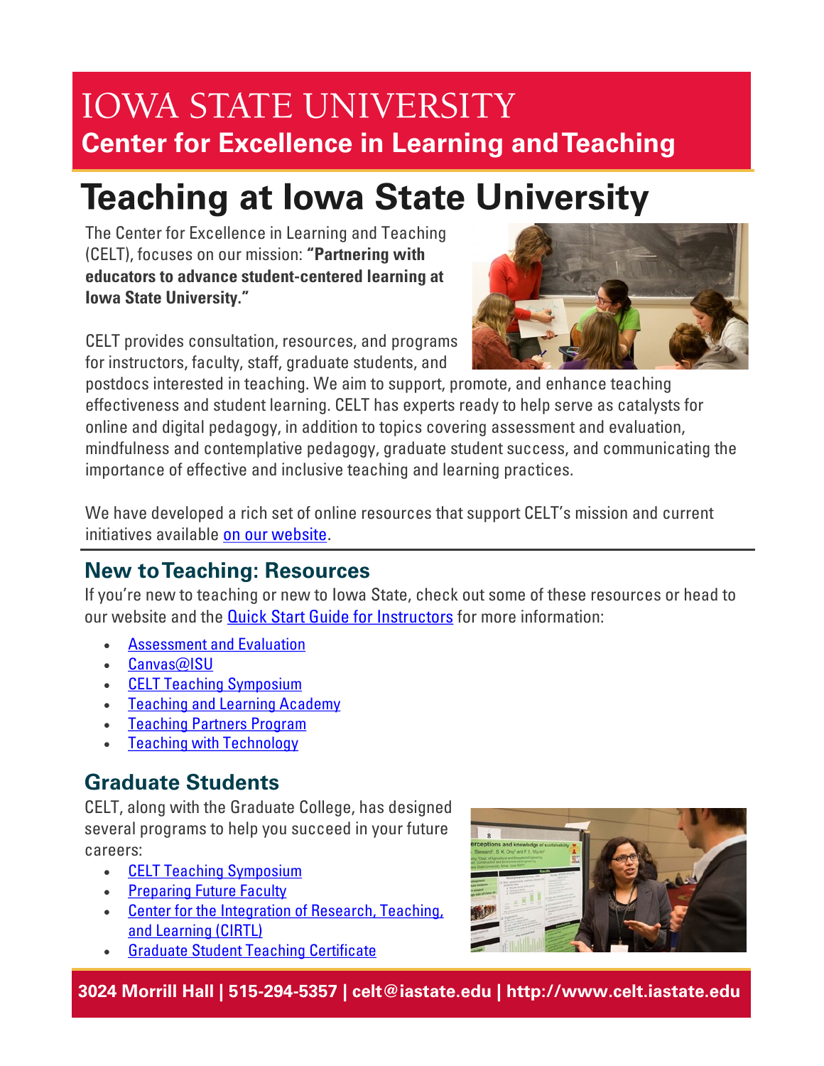# IOWA STATE UNIVERSITY
## Center for Excellence in Learning and Teaching

# Teaching at Iowa State University

The Center for Excellence in Learning and Teaching (CELT), focuses on our mission: **"Partnering with educators to advance student-centered learning at Iowa State University."**

CELT provides consultation, resources, and programs for instructors, faculty, staff, graduate students, and postdocs interested in teaching. We aim to support, promote, and enhance teaching effectiveness and student learning. CELT has experts ready to help serve as catalysts for online and digital pedagogy, in addition to topics covering assessment and evaluation, mindfulness and contemplative pedagogy, graduate student success, and communicating the importance of effective and inclusive teaching and learning practices.

We have developed a rich set of online resources that support CELT's mission and current initiatives available on our website.

## New to Teaching: Resources

If you're new to teaching or new to Iowa State, check out some of these resources or head to our website and the Quick Start Guide for Instructors for more information:

- Assessment and Evaluation
- Canvas@ISU
- CELT Teaching Symposium
- Teaching and Learning Academy
- Teaching Partners Program
- Teaching with Technology

## Graduate Students

CELT, along with the Graduate College, has designed several programs to help you succeed in your future careers:

- CELT Teaching Symposium
- Preparing Future Faculty
- Center for the Integration of Research, Teaching, and Learning (CIRTL)
- Graduate Student Teaching Certificate

**3024 Morrill Hall | 515-294-5357 | celt@iastate.edu | http://www.celt.iastate.edu**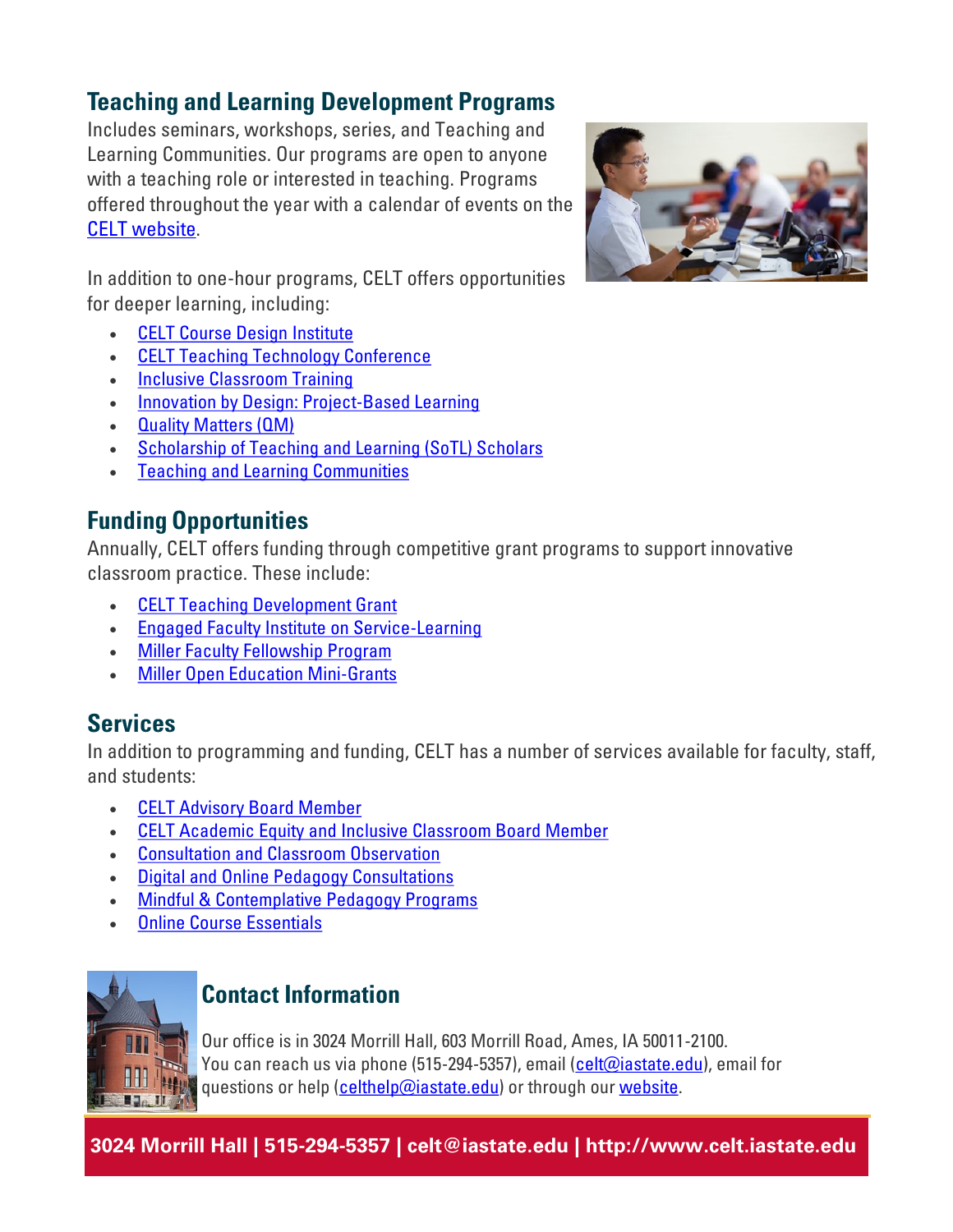## Teaching and Learning Development Programs

Includes seminars, workshops, series, and Teaching and Learning Communities. Our programs are open to anyone with a teaching role or interested in teaching. Programs offered throughout the year with a calendar of events on the CELT website.

In addition to one-hour programs, CELT offers opportunities for deeper learning, including:

- CELT Course Design Institute
- CELT Teaching Technology Conference
- Inclusive Classroom Training
- Innovation by Design: Project-Based Learning
- Quality Matters (QM)
- Scholarship of Teaching and Learning (SoTL) Scholars
- Teaching and Learning Communities

## Funding Opportunities

Annually, CELT offers funding through competitive grant programs to support innovative classroom practice. These include:

- CELT Teaching Development Grant
- Engaged Faculty Institute on Service-Learning
- Miller Faculty Fellowship Program
- Miller Open Education Mini-Grants

## Services

In addition to programming and funding, CELT has a number of services available for faculty, staff, and students:

- CELT Advisory Board Member
- CELT Academic Equity and Inclusive Classroom Board Member
- Consultation and Classroom Observation
- Digital and Online Pedagogy Consultations
- Mindful & Contemplative Pedagogy Programs
- Online Course Essentials

## Contact Information

Our office is in 3024 Morrill Hall, 603 Morrill Road, Ames, IA 50011-2100. You can reach us via phone (515-294-5357), email (celt@iastate.edu), email for questions or help (celthelp@iastate.edu) or through our website.

**3024 Morrill Hall | 515-294-5357 | celt@iastate.edu | http://www.celt.iastate.edu**